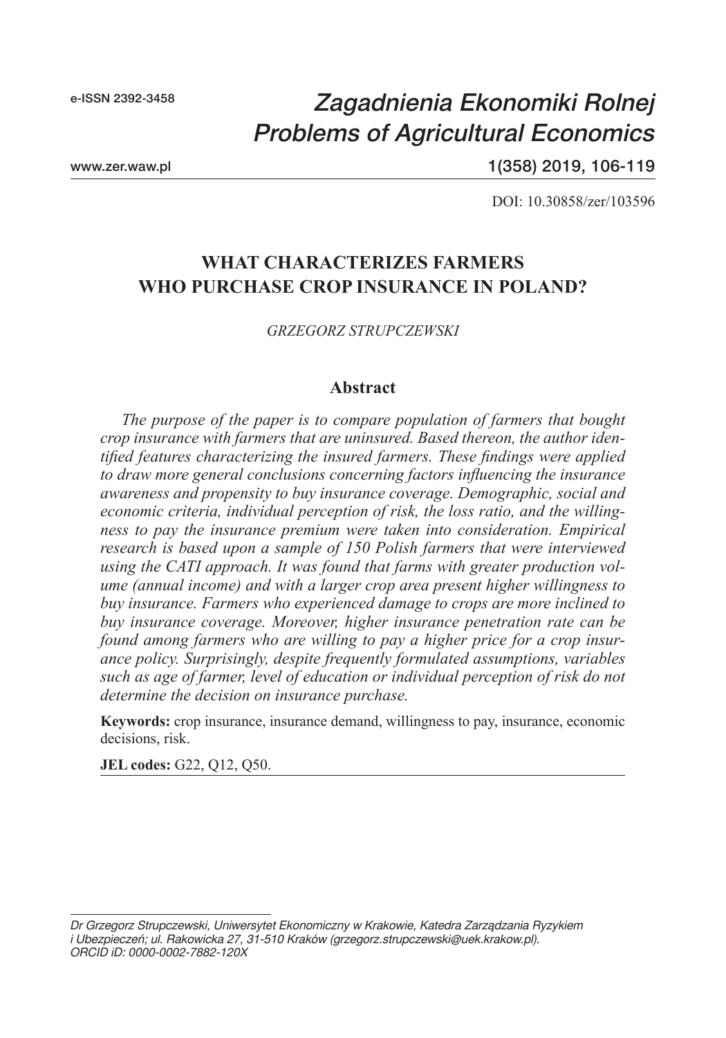e-ISSN 2392-3458

# *Zagadnienia Ekonomiki Rolnej*
# *Problems of Agricultural Economics*

www.zer.waw.pl

1(358) 2019, 106-119

DOI: 10.30858/zer/103596

## WHAT CHARACTERIZES FARMERS WHO PURCHASE CROP INSURANCE IN POLAND?

*GRZEGORZ STRUPCZEWSKI*

### Abstract

*The purpose of the paper is to compare population of farmers that bought crop insurance with farmers that are uninsured. Based thereon, the author identified features characterizing the insured farmers. These findings were applied to draw more general conclusions concerning factors influencing the insurance awareness and propensity to buy insurance coverage. Demographic, social and economic criteria, individual perception of risk, the loss ratio, and the willingness to pay the insurance premium were taken into consideration. Empirical research is based upon a sample of 150 Polish farmers that were interviewed using the CATI approach. It was found that farms with greater production volume (annual income) and with a larger crop area present higher willingness to buy insurance. Farmers who experienced damage to crops are more inclined to buy insurance coverage. Moreover, higher insurance penetration rate can be found among farmers who are willing to pay a higher price for a crop insurance policy. Surprisingly, despite frequently formulated assumptions, variables such as age of farmer, level of education or individual perception of risk do not determine the decision on insurance purchase.*

**Keywords:** crop insurance, insurance demand, willingness to pay, insurance, economic decisions, risk.

**JEL codes:** G22, Q12, Q50.

---

*Dr Grzegorz Strupczewski, Uniwersytet Ekonomiczny w Krakowie, Katedra Zarządzania Ryzykiem i Ubezpieczeń; ul. Rakowicka 27, 31-510 Kraków (grzegorz.strupczewski@uek.krakow.pl). ORCID iD: 0000-0002-7882-120X*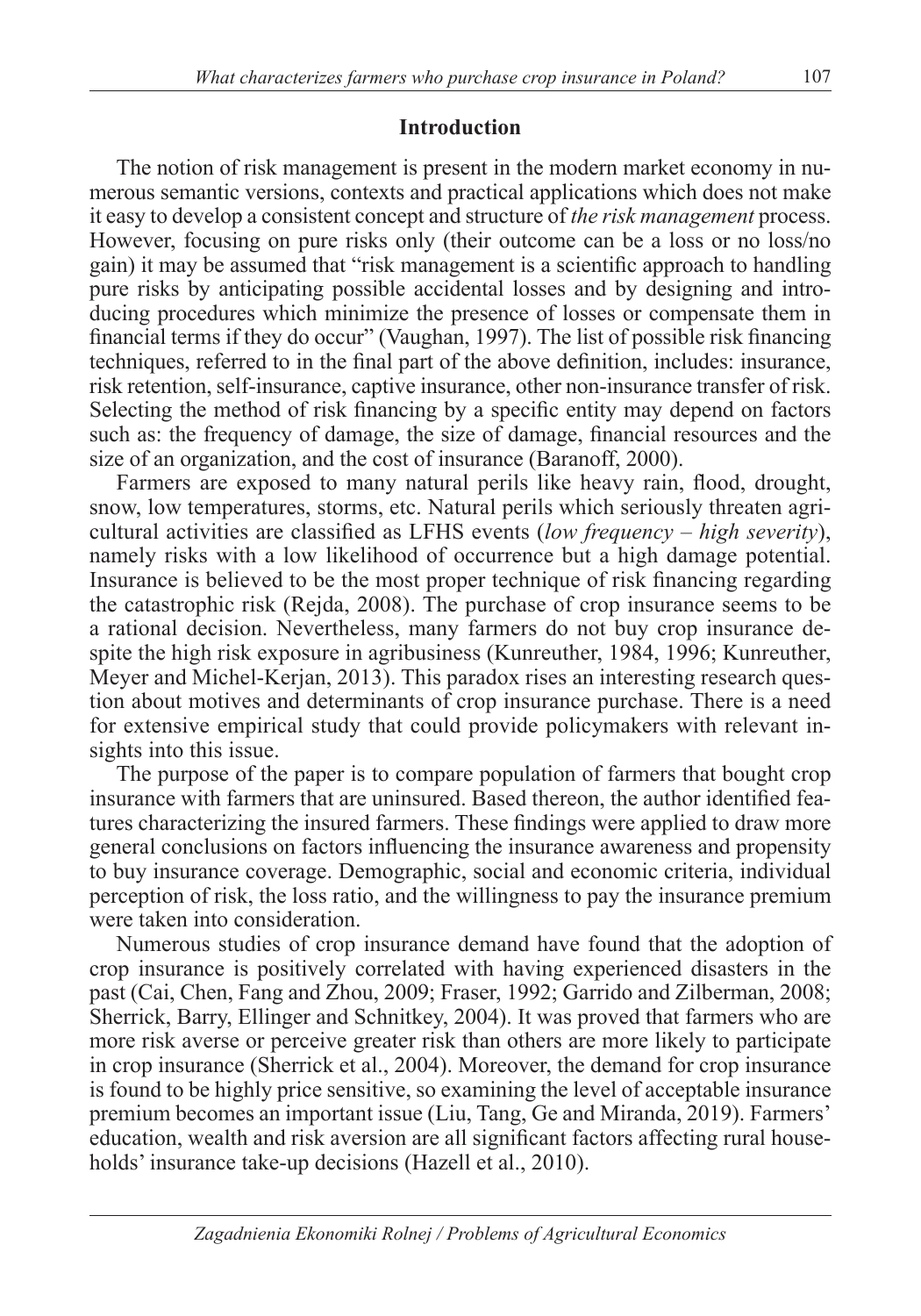## Introduction

The notion of risk management is present in the modern market economy in numerous semantic versions, contexts and practical applications which does not make it easy to develop a consistent concept and structure of *the risk management* process. However, focusing on pure risks only (their outcome can be a loss or no loss/no gain) it may be assumed that "risk management is a scientific approach to handling pure risks by anticipating possible accidental losses and by designing and introducing procedures which minimize the presence of losses or compensate them in financial terms if they do occur" (Vaughan, 1997). The list of possible risk financing techniques, referred to in the final part of the above definition, includes: insurance, risk retention, self-insurance, captive insurance, other non-insurance transfer of risk. Selecting the method of risk financing by a specific entity may depend on factors such as: the frequency of damage, the size of damage, financial resources and the size of an organization, and the cost of insurance (Baranoff, 2000).

Farmers are exposed to many natural perils like heavy rain, flood, drought, snow, low temperatures, storms, etc. Natural perils which seriously threaten agricultural activities are classified as LFHS events (*low frequency – high severity*), namely risks with a low likelihood of occurrence but a high damage potential. Insurance is believed to be the most proper technique of risk financing regarding the catastrophic risk (Rejda, 2008). The purchase of crop insurance seems to be a rational decision. Nevertheless, many farmers do not buy crop insurance despite the high risk exposure in agribusiness (Kunreuther, 1984, 1996; Kunreuther, Meyer and Michel-Kerjan, 2013). This paradox rises an interesting research question about motives and determinants of crop insurance purchase. There is a need for extensive empirical study that could provide policymakers with relevant insights into this issue.

The purpose of the paper is to compare population of farmers that bought crop insurance with farmers that are uninsured. Based thereon, the author identified features characterizing the insured farmers. These findings were applied to draw more general conclusions on factors influencing the insurance awareness and propensity to buy insurance coverage. Demographic, social and economic criteria, individual perception of risk, the loss ratio, and the willingness to pay the insurance premium were taken into consideration.

Numerous studies of crop insurance demand have found that the adoption of crop insurance is positively correlated with having experienced disasters in the past (Cai, Chen, Fang and Zhou, 2009; Fraser, 1992; Garrido and Zilberman, 2008; Sherrick, Barry, Ellinger and Schnitkey, 2004). It was proved that farmers who are more risk averse or perceive greater risk than others are more likely to participate in crop insurance (Sherrick et al., 2004). Moreover, the demand for crop insurance is found to be highly price sensitive, so examining the level of acceptable insurance premium becomes an important issue (Liu, Tang, Ge and Miranda, 2019). Farmers' education, wealth and risk aversion are all significant factors affecting rural households' insurance take-up decisions (Hazell et al., 2010).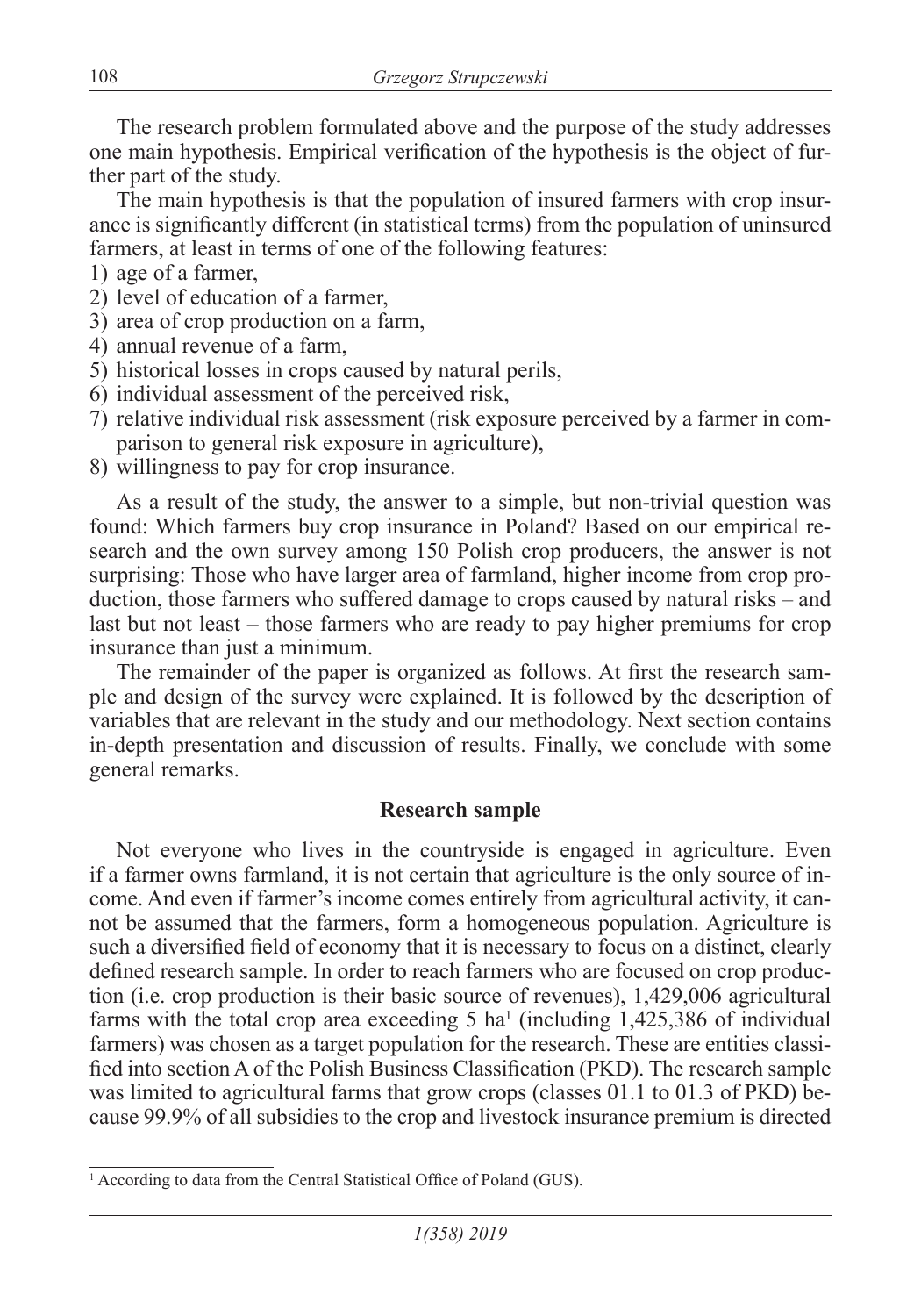The research problem formulated above and the purpose of the study addresses one main hypothesis. Empirical verification of the hypothesis is the object of further part of the study.

The main hypothesis is that the population of insured farmers with crop insurance is significantly different (in statistical terms) from the population of uninsured farmers, at least in terms of one of the following features:

1) age of a farmer,
2) level of education of a farmer,
3) area of crop production on a farm,
4) annual revenue of a farm,
5) historical losses in crops caused by natural perils,
6) individual assessment of the perceived risk,
7) relative individual risk assessment (risk exposure perceived by a farmer in comparison to general risk exposure in agriculture),
8) willingness to pay for crop insurance.

As a result of the study, the answer to a simple, but non-trivial question was found: Which farmers buy crop insurance in Poland? Based on our empirical research and the own survey among 150 Polish crop producers, the answer is not surprising: Those who have larger area of farmland, higher income from crop production, those farmers who suffered damage to crops caused by natural risks – and last but not least – those farmers who are ready to pay higher premiums for crop insurance than just a minimum.

The remainder of the paper is organized as follows. At first the research sample and design of the survey were explained. It is followed by the description of variables that are relevant in the study and our methodology. Next section contains in-depth presentation and discussion of results. Finally, we conclude with some general remarks.

## Research sample

Not everyone who lives in the countryside is engaged in agriculture. Even if a farmer owns farmland, it is not certain that agriculture is the only source of income. And even if farmer's income comes entirely from agricultural activity, it cannot be assumed that the farmers, form a homogeneous population. Agriculture is such a diversified field of economy that it is necessary to focus on a distinct, clearly defined research sample. In order to reach farmers who are focused on crop production (i.e. crop production is their basic source of revenues), 1,429,006 agricultural farms with the total crop area exceeding 5 ha[1] (including 1,425,386 of individual farmers) was chosen as a target population for the research. These are entities classified into section A of the Polish Business Classification (PKD). The research sample was limited to agricultural farms that grow crops (classes 01.1 to 01.3 of PKD) because 99.9% of all subsidies to the crop and livestock insurance premium is directed

[1] According to data from the Central Statistical Office of Poland (GUS).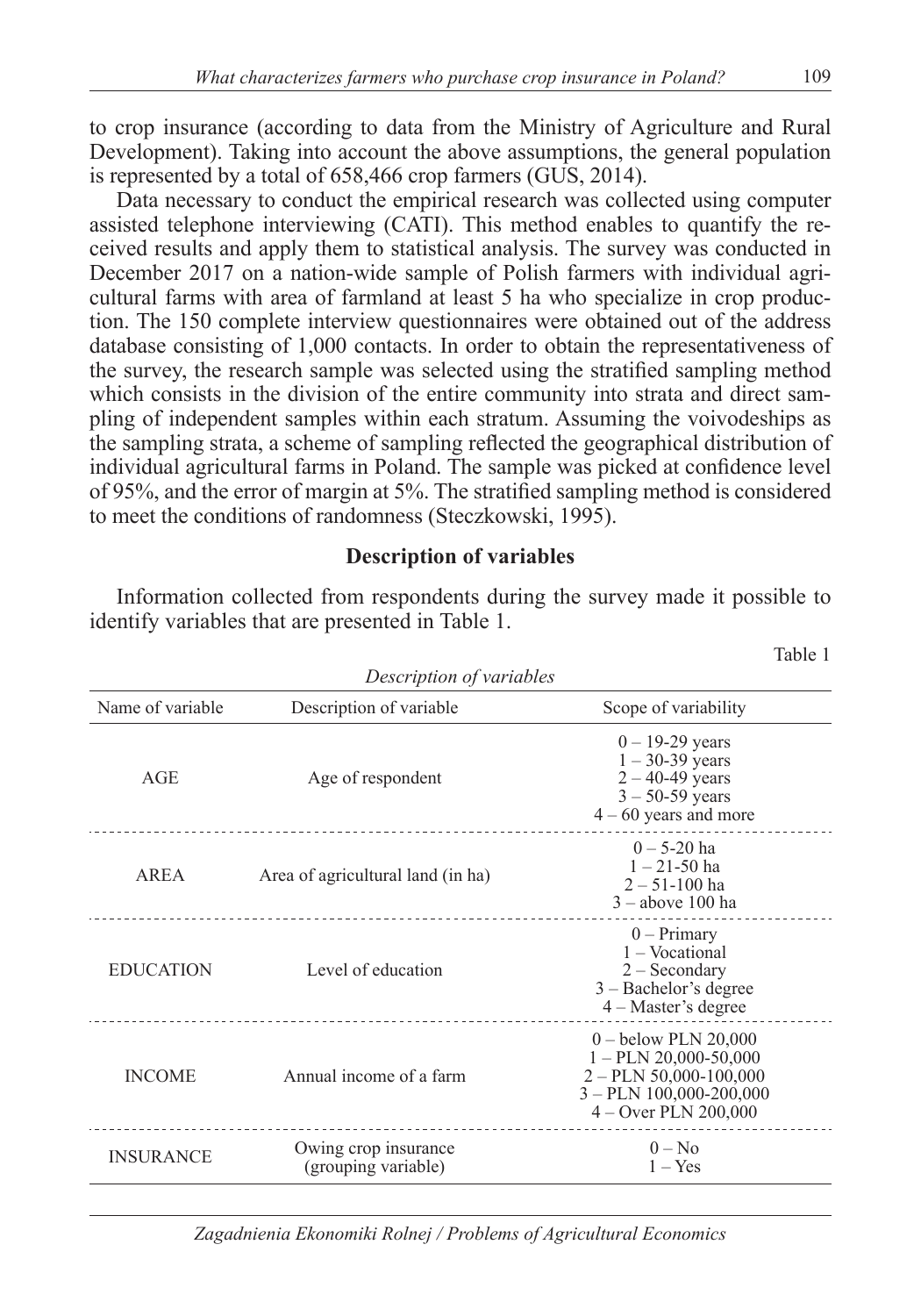to crop insurance (according to data from the Ministry of Agriculture and Rural Development). Taking into account the above assumptions, the general population is represented by a total of 658,466 crop farmers (GUS, 2014).

Data necessary to conduct the empirical research was collected using computer assisted telephone interviewing (CATI). This method enables to quantify the received results and apply them to statistical analysis. The survey was conducted in December 2017 on a nation-wide sample of Polish farmers with individual agricultural farms with area of farmland at least 5 ha who specialize in crop production. The 150 complete interview questionnaires were obtained out of the address database consisting of 1,000 contacts. In order to obtain the representativeness of the survey, the research sample was selected using the stratified sampling method which consists in the division of the entire community into strata and direct sampling of independent samples within each stratum. Assuming the voivodeships as the sampling strata, a scheme of sampling reflected the geographical distribution of individual agricultural farms in Poland. The sample was picked at confidence level of 95%, and the error of margin at 5%. The stratified sampling method is considered to meet the conditions of randomness (Steczkowski, 1995).

## Description of variables

Information collected from respondents during the survey made it possible to identify variables that are presented in Table 1.

Table 1

*Description of variables*

| Name of variable | Description of variable | Scope of variability |
|---|---|---|
| AGE | Age of respondent | 0 – 19-29 years<br>1 – 30-39 years<br>2 – 40-49 years<br>3 – 50-59 years<br>4 – 60 years and more |
| AREA | Area of agricultural land (in ha) | 0 – 5-20 ha<br>1 – 21-50 ha<br>2 – 51-100 ha<br>3 – above 100 ha |
| EDUCATION | Level of education | 0 – Primary<br>1 – Vocational<br>2 – Secondary<br>3 – Bachelor's degree<br>4 – Master's degree |
| INCOME | Annual income of a farm | 0 – below PLN 20,000<br>1 – PLN 20,000-50,000<br>2 – PLN 50,000-100,000<br>3 – PLN 100,000-200,000<br>4 – Over PLN 200,000 |
| INSURANCE | Owing crop insurance (grouping variable) | 0 – No<br>1 – Yes |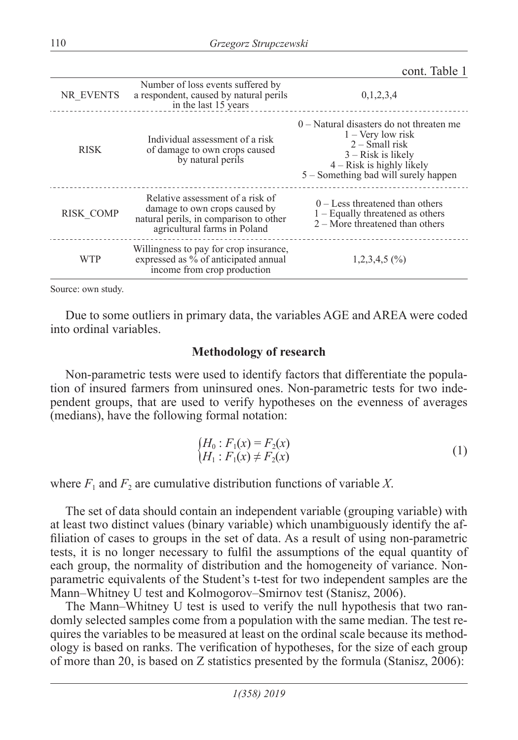cont. Table 1

| | | |
|---|---|---|
| NR_EVENTS | Number of loss events suffered by a respondent, caused by natural perils in the last 15 years | 0,1,2,3,4 |
| RISK | Individual assessment of a risk of damage to own crops caused by natural perils | 0 – Natural disasters do not threaten me<br>1 – Very low risk<br>2 – Small risk<br>3 – Risk is likely<br>4 – Risk is highly likely<br>5 – Something bad will surely happen |
| RISK_COMP | Relative assessment of a risk of damage to own crops caused by natural perils, in comparison to other agricultural farms in Poland | 0 – Less threatened than others<br>1 – Equally threatened as others<br>2 – More threatened than others |
| WTP | Willingness to pay for crop insurance, expressed as % of anticipated annual income from crop production | 1,2,3,4,5 (%) |

Source: own study.

Due to some outliers in primary data, the variables AGE and AREA were coded into ordinal variables.

## Methodology of research

Non-parametric tests were used to identify factors that differentiate the population of insured farmers from uninsured ones. Non-parametric tests for two independent groups, that are used to verify hypotheses on the evenness of averages (medians), have the following formal notation:

$$\begin{cases} H_0 : F_1(x) = F_2(x) \\ H_1 : F_1(x) \neq F_2(x) \end{cases} \tag{1}$$

where $F_1$ and $F_2$ are cumulative distribution functions of variable $X$.

The set of data should contain an independent variable (grouping variable) with at least two distinct values (binary variable) which unambiguously identify the affiliation of cases to groups in the set of data. As a result of using non-parametric tests, it is no longer necessary to fulfil the assumptions of the equal quantity of each group, the normality of distribution and the homogeneity of variance. Non-parametric equivalents of the Student's t-test for two independent samples are the Mann–Whitney U test and Kolmogorov–Smirnov test (Stanisz, 2006).

The Mann–Whitney U test is used to verify the null hypothesis that two randomly selected samples come from a population with the same median. The test requires the variables to be measured at least on the ordinal scale because its methodology is based on ranks. The verification of hypotheses, for the size of each group of more than 20, is based on Z statistics presented by the formula (Stanisz, 2006):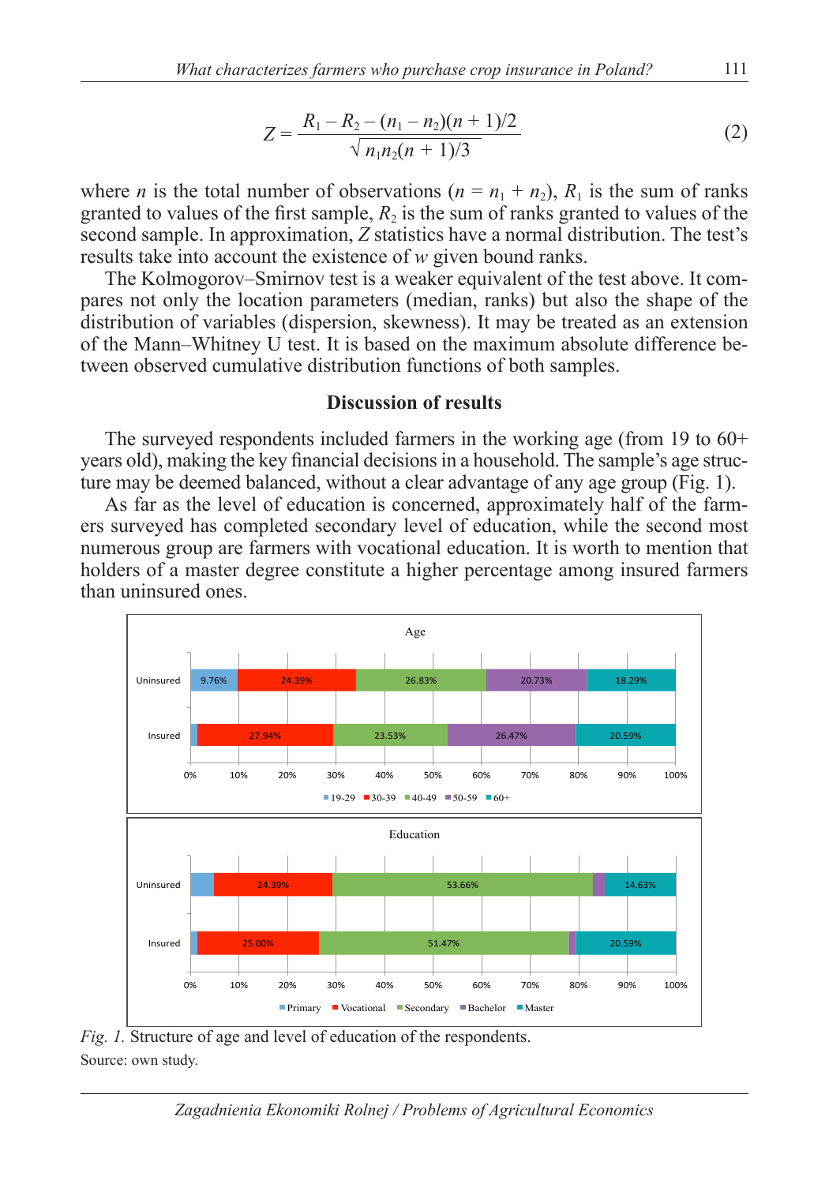$$Z = \frac{R_1 - R_2 - (n_1 - n_2)(n + 1)/2}{\sqrt{n_1 n_2 (n + 1)/3}} \tag{2}$$

where $n$ is the total number of observations ($n = n_1 + n_2$), $R_1$ is the sum of ranks granted to values of the first sample, $R_2$ is the sum of ranks granted to values of the second sample. In approximation, $Z$ statistics have a normal distribution. The test's results take into account the existence of $w$ given bound ranks.

The Kolmogorov–Smirnov test is a weaker equivalent of the test above. It compares not only the location parameters (median, ranks) but also the shape of the distribution of variables (dispersion, skewness). It may be treated as an extension of the Mann–Whitney U test. It is based on the maximum absolute difference between observed cumulative distribution functions of both samples.

## Discussion of results

The surveyed respondents included farmers in the working age (from 19 to 60+ years old), making the key financial decisions in a household. The sample's age structure may be deemed balanced, without a clear advantage of any age group (Fig. 1).

As far as the level of education is concerned, approximately half of the farmers surveyed has completed secondary level of education, while the second most numerous group are farmers with vocational education. It is worth to mention that holders of a master degree constitute a higher percentage among insured farmers than uninsured ones.

Age

| | 19-29 | 30-39 | 40-49 | 50-59 | 60+ |
|---|---|---|---|---|---|
| Uninsured | 9.76% | 24.39% | 26.83% | 20.73% | 18.29% |
| Insured | | 27.94% | 23.53% | 26.47% | 20.59% |

Education

| | Primary | Vocational | Secondary | Bachelor | Master |
|---|---|---|---|---|---|
| Uninsured | | 24.39% | 53.66% | | 14.63% |
| Insured | | 25.00% | 51.47% | | 20.59% |

*Fig. 1.* Structure of age and level of education of the respondents.

Source: own study.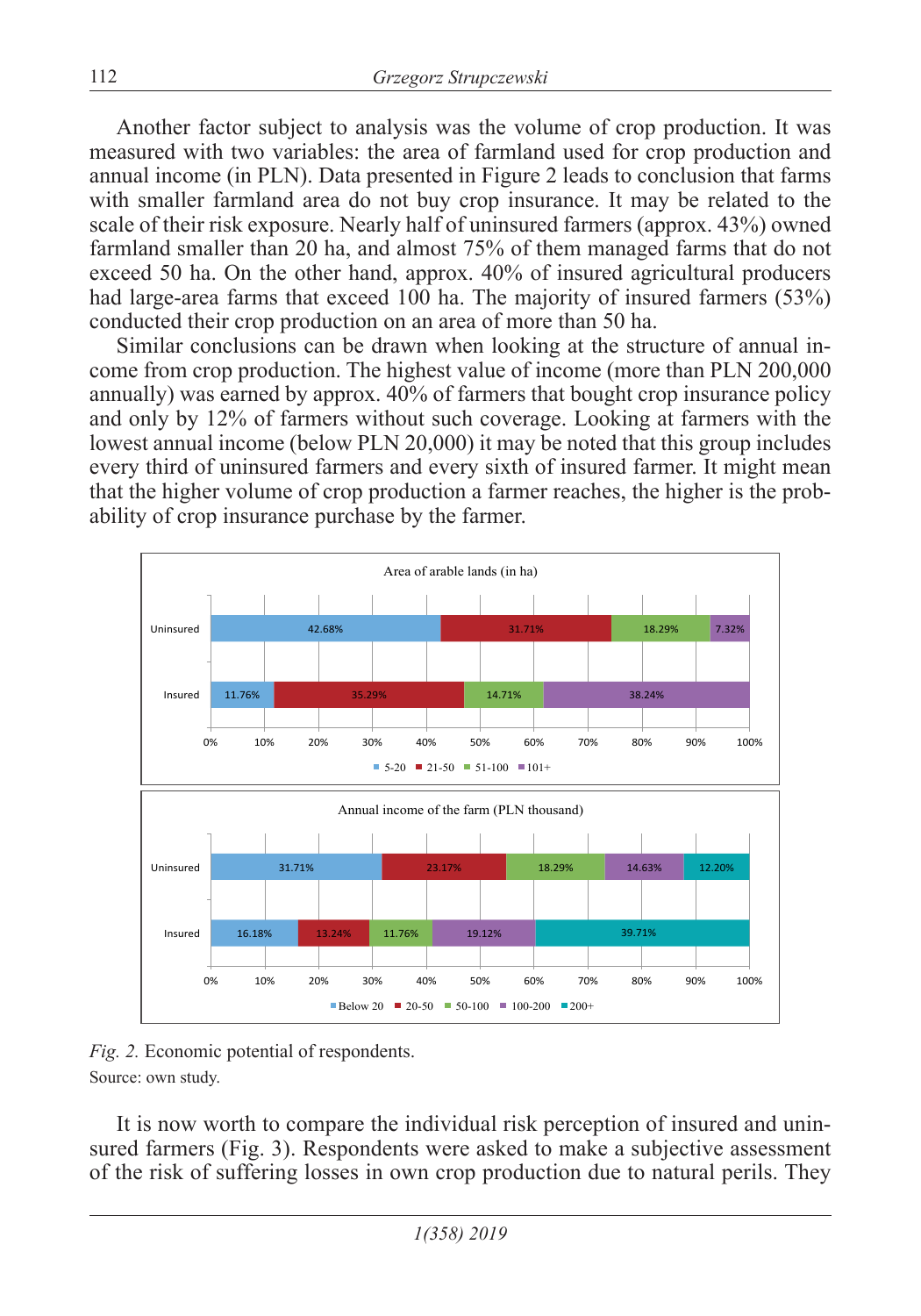Another factor subject to analysis was the volume of crop production. It was measured with two variables: the area of farmland used for crop production and annual income (in PLN). Data presented in Figure 2 leads to conclusion that farms with smaller farmland area do not buy crop insurance. It may be related to the scale of their risk exposure. Nearly half of uninsured farmers (approx. 43%) owned farmland smaller than 20 ha, and almost 75% of them managed farms that do not exceed 50 ha. On the other hand, approx. 40% of insured agricultural producers had large-area farms that exceed 100 ha. The majority of insured farmers (53%) conducted their crop production on an area of more than 50 ha.

Similar conclusions can be drawn when looking at the structure of annual income from crop production. The highest value of income (more than PLN 200,000 annually) was earned by approx. 40% of farmers that bought crop insurance policy and only by 12% of farmers without such coverage. Looking at farmers with the lowest annual income (below PLN 20,000) it may be noted that this group includes every third of uninsured farmers and every sixth of insured farmer. It might mean that the higher volume of crop production a farmer reaches, the higher is the probability of crop insurance purchase by the farmer.

Area of arable lands (in ha)

| | 5-20 | 21-50 | 51-100 | 101+ |
|---|---|---|---|---|
| Uninsured | 42.68% | 31.71% | 18.29% | 7.32% |
| Insured | 11.76% | 35.29% | 14.71% | 38.24% |

Annual income of the farm (PLN thousand)

| | Below 20 | 20-50 | 50-100 | 100-200 | 200+ |
|---|---|---|---|---|---|
| Uninsured | 31.71% | 23.17% | 18.29% | 14.63% | 12.20% |
| Insured | 16.18% | 13.24% | 11.76% | 19.12% | 39.71% |

*Fig. 2.* Economic potential of respondents.

Source: own study.

It is now worth to compare the individual risk perception of insured and uninsured farmers (Fig. 3). Respondents were asked to make a subjective assessment of the risk of suffering losses in own crop production due to natural perils. They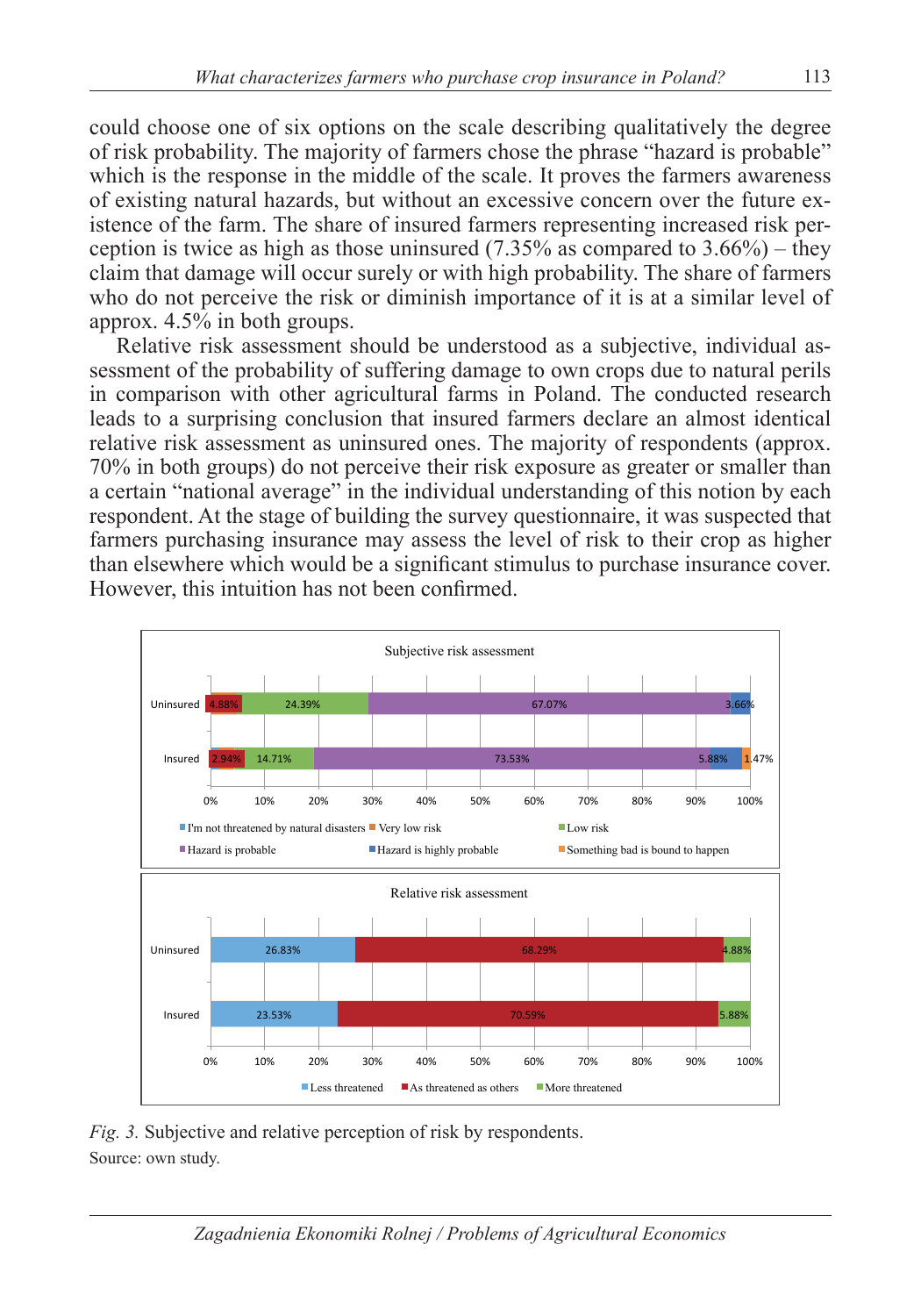could choose one of six options on the scale describing qualitatively the degree of risk probability. The majority of farmers chose the phrase "hazard is probable" which is the response in the middle of the scale. It proves the farmers awareness of existing natural hazards, but without an excessive concern over the future existence of the farm. The share of insured farmers representing increased risk perception is twice as high as those uninsured (7.35% as compared to 3.66%) – they claim that damage will occur surely or with high probability. The share of farmers who do not perceive the risk or diminish importance of it is at a similar level of approx. 4.5% in both groups.

Relative risk assessment should be understood as a subjective, individual assessment of the probability of suffering damage to own crops due to natural perils in comparison with other agricultural farms in Poland. The conducted research leads to a surprising conclusion that insured farmers declare an almost identical relative risk assessment as uninsured ones. The majority of respondents (approx. 70% in both groups) do not perceive their risk exposure as greater or smaller than a certain "national average" in the individual understanding of this notion by each respondent. At the stage of building the survey questionnaire, it was suspected that farmers purchasing insurance may assess the level of risk to their crop as higher than elsewhere which would be a significant stimulus to purchase insurance cover. However, this intuition has not been confirmed.

*Fig. 3.* Subjective and relative perception of risk by respondents.

Source: own study.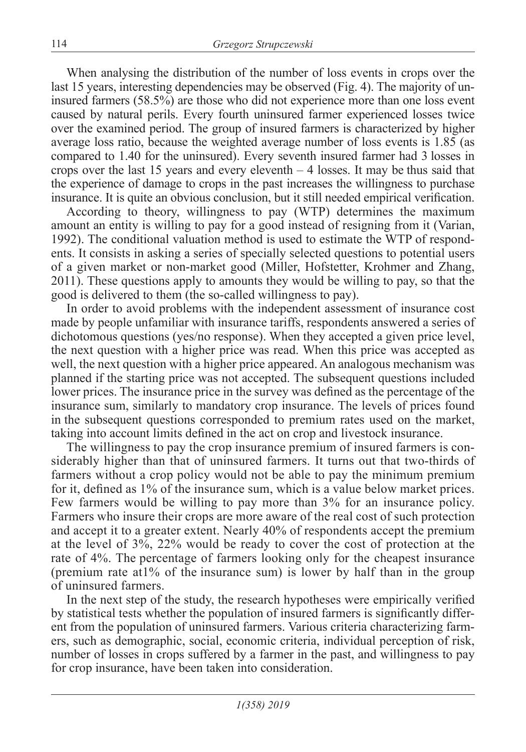When analysing the distribution of the number of loss events in crops over the last 15 years, interesting dependencies may be observed (Fig. 4). The majority of uninsured farmers (58.5%) are those who did not experience more than one loss event caused by natural perils. Every fourth uninsured farmer experienced losses twice over the examined period. The group of insured farmers is characterized by higher average loss ratio, because the weighted average number of loss events is 1.85 (as compared to 1.40 for the uninsured). Every seventh insured farmer had 3 losses in crops over the last 15 years and every eleventh – 4 losses. It may be thus said that the experience of damage to crops in the past increases the willingness to purchase insurance. It is quite an obvious conclusion, but it still needed empirical verification.

According to theory, willingness to pay (WTP) determines the maximum amount an entity is willing to pay for a good instead of resigning from it (Varian, 1992). The conditional valuation method is used to estimate the WTP of respondents. It consists in asking a series of specially selected questions to potential users of a given market or non-market good (Miller, Hofstetter, Krohmer and Zhang, 2011). These questions apply to amounts they would be willing to pay, so that the good is delivered to them (the so-called willingness to pay).

In order to avoid problems with the independent assessment of insurance cost made by people unfamiliar with insurance tariffs, respondents answered a series of dichotomous questions (yes/no response). When they accepted a given price level, the next question with a higher price was read. When this price was accepted as well, the next question with a higher price appeared. An analogous mechanism was planned if the starting price was not accepted. The subsequent questions included lower prices. The insurance price in the survey was defined as the percentage of the insurance sum, similarly to mandatory crop insurance. The levels of prices found in the subsequent questions corresponded to premium rates used on the market, taking into account limits defined in the act on crop and livestock insurance.

The willingness to pay the crop insurance premium of insured farmers is considerably higher than that of uninsured farmers. It turns out that two-thirds of farmers without a crop policy would not be able to pay the minimum premium for it, defined as 1% of the insurance sum, which is a value below market prices. Few farmers would be willing to pay more than 3% for an insurance policy. Farmers who insure their crops are more aware of the real cost of such protection and accept it to a greater extent. Nearly 40% of respondents accept the premium at the level of 3%, 22% would be ready to cover the cost of protection at the rate of 4%. The percentage of farmers looking only for the cheapest insurance (premium rate at1% of the insurance sum) is lower by half than in the group of uninsured farmers.

In the next step of the study, the research hypotheses were empirically verified by statistical tests whether the population of insured farmers is significantly different from the population of uninsured farmers. Various criteria characterizing farmers, such as demographic, social, economic criteria, individual perception of risk, number of losses in crops suffered by a farmer in the past, and willingness to pay for crop insurance, have been taken into consideration.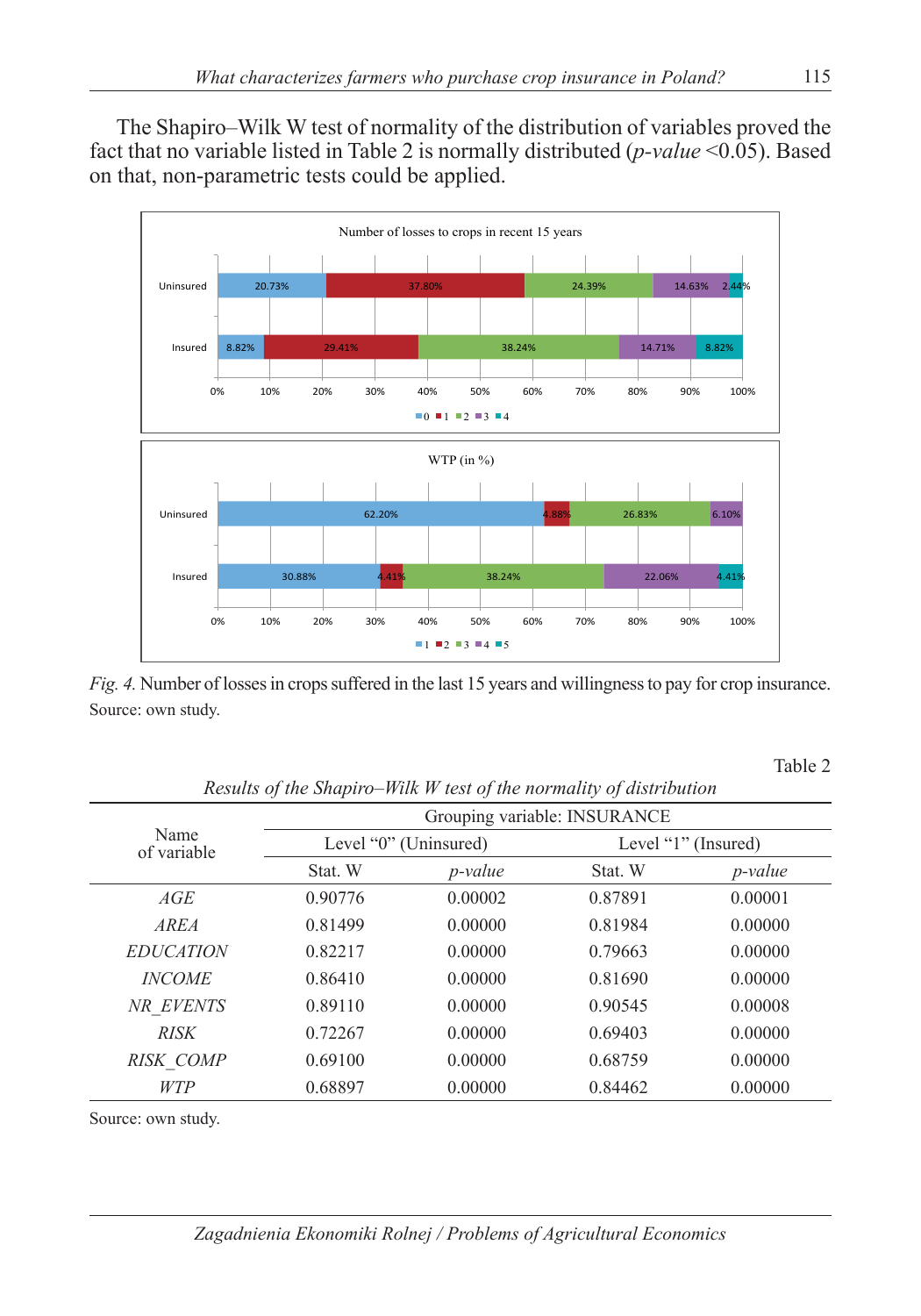The Shapiro–Wilk W test of normality of the distribution of variables proved the fact that no variable listed in Table 2 is normally distributed (*p-value* <0.05). Based on that, non-parametric tests could be applied.

*Fig. 4.* Number of losses in crops suffered in the last 15 years and willingness to pay for crop insurance.
Source: own study.

Table 2

*Results of the Shapiro–Wilk W test of the normality of distribution*

| Name of variable | Grouping variable: INSURANCE | | | |
|---|---|---|---|---|
| | Level "0" (Uninsured) | | Level "1" (Insured) | |
| | Stat. W | *p-value* | Stat. W | *p-value* |
| *AGE* | 0.90776 | 0.00002 | 0.87891 | 0.00001 |
| *AREA* | 0.81499 | 0.00000 | 0.81984 | 0.00000 |
| *EDUCATION* | 0.82217 | 0.00000 | 0.79663 | 0.00000 |
| *INCOME* | 0.86410 | 0.00000 | 0.81690 | 0.00000 |
| *NR_EVENTS* | 0.89110 | 0.00000 | 0.90545 | 0.00008 |
| *RISK* | 0.72267 | 0.00000 | 0.69403 | 0.00000 |
| *RISK_COMP* | 0.69100 | 0.00000 | 0.68759 | 0.00000 |
| *WTP* | 0.68897 | 0.00000 | 0.84462 | 0.00000 |

Source: own study.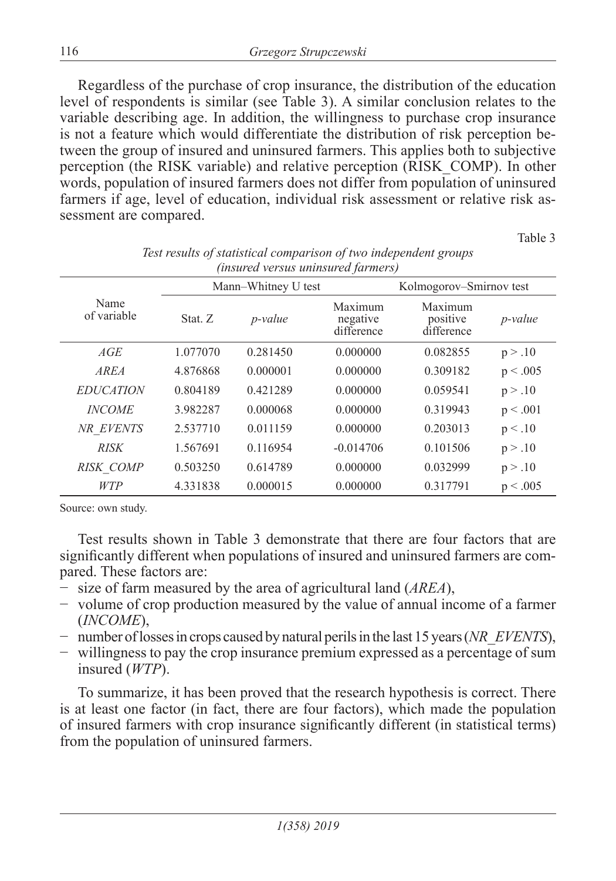Regardless of the purchase of crop insurance, the distribution of the education level of respondents is similar (see Table 3). A similar conclusion relates to the variable describing age. In addition, the willingness to purchase crop insurance is not a feature which would differentiate the distribution of risk perception between the group of insured and uninsured farmers. This applies both to subjective perception (the RISK variable) and relative perception (RISK_COMP). In other words, population of insured farmers does not differ from population of uninsured farmers if age, level of education, individual risk assessment or relative risk assessment are compared.

Table 3

*Test results of statistical comparison of two independent groups (insured versus uninsured farmers)*

| Name of variable | Mann–Whitney U test | | Kolmogorov–Smirnov test | | |
|---|---|---|---|---|---|
| | Stat. Z | *p-value* | Maximum negative difference | Maximum positive difference | *p-value* |
| *AGE* | 1.077070 | 0.281450 | 0.000000 | 0.082855 | $p > .10$ |
| *AREA* | 4.876868 | 0.000001 | 0.000000 | 0.309182 | $p < .005$ |
| *EDUCATION* | 0.804189 | 0.421289 | 0.000000 | 0.059541 | $p > .10$ |
| *INCOME* | 3.982287 | 0.000068 | 0.000000 | 0.319943 | $p < .001$ |
| *NR_EVENTS* | 2.537710 | 0.011159 | 0.000000 | 0.203013 | $p < .10$ |
| *RISK* | 1.567691 | 0.116954 | -0.014706 | 0.101506 | $p > .10$ |
| *RISK_COMP* | 0.503250 | 0.614789 | 0.000000 | 0.032999 | $p > .10$ |
| *WTP* | 4.331838 | 0.000015 | 0.000000 | 0.317791 | $p < .005$ |

Source: own study.

Test results shown in Table 3 demonstrate that there are four factors that are significantly different when populations of insured and uninsured farmers are compared. These factors are:

- size of farm measured by the area of agricultural land (*AREA*),
- volume of crop production measured by the value of annual income of a farmer (*INCOME*),
- number of losses in crops caused by natural perils in the last 15 years (*NR_EVENTS*),
- willingness to pay the crop insurance premium expressed as a percentage of sum insured (*WTP*).

To summarize, it has been proved that the research hypothesis is correct. There is at least one factor (in fact, there are four factors), which made the population of insured farmers with crop insurance significantly different (in statistical terms) from the population of uninsured farmers.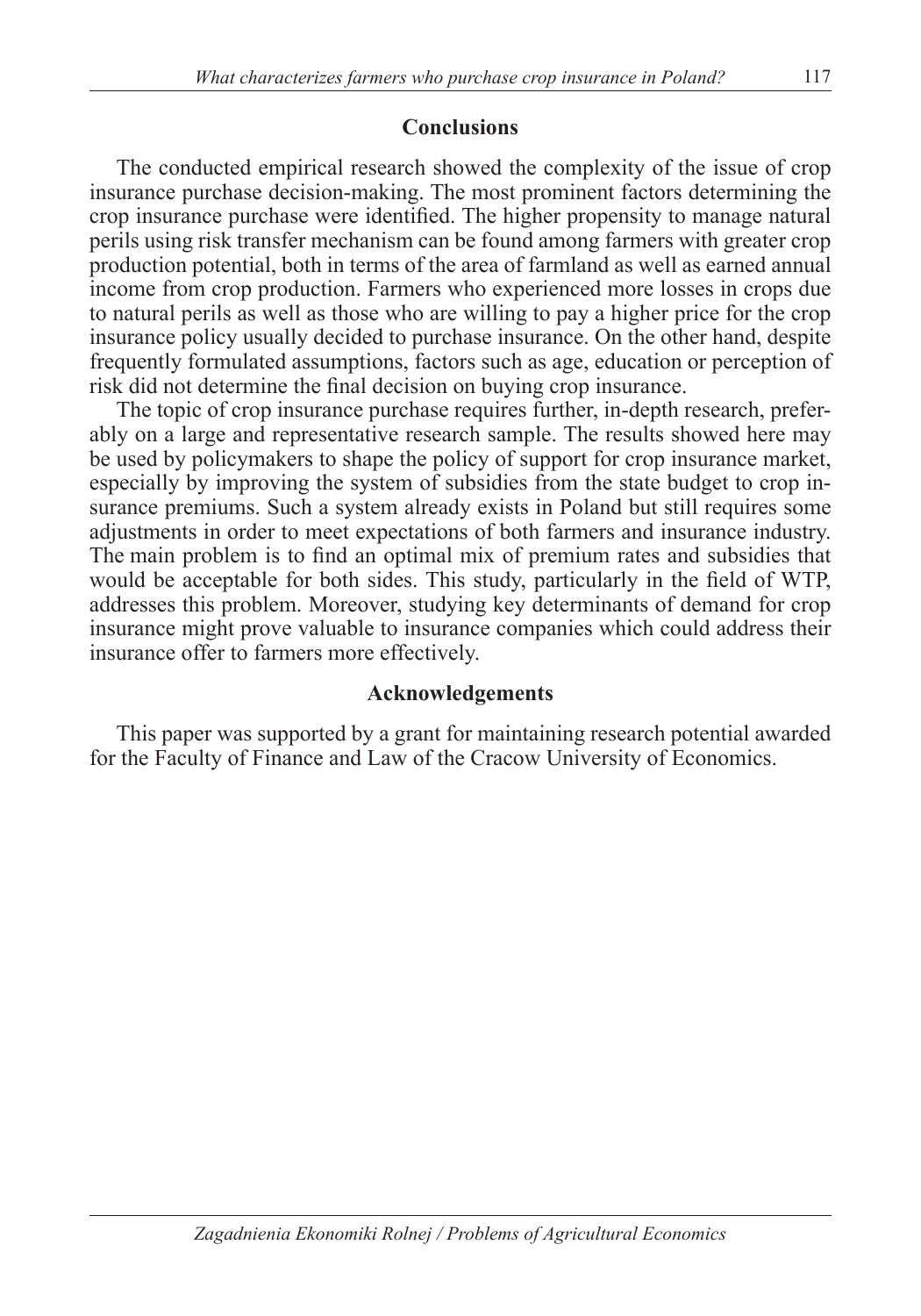## Conclusions

The conducted empirical research showed the complexity of the issue of crop insurance purchase decision-making. The most prominent factors determining the crop insurance purchase were identified. The higher propensity to manage natural perils using risk transfer mechanism can be found among farmers with greater crop production potential, both in terms of the area of farmland as well as earned annual income from crop production. Farmers who experienced more losses in crops due to natural perils as well as those who are willing to pay a higher price for the crop insurance policy usually decided to purchase insurance. On the other hand, despite frequently formulated assumptions, factors such as age, education or perception of risk did not determine the final decision on buying crop insurance.

The topic of crop insurance purchase requires further, in-depth research, preferably on a large and representative research sample. The results showed here may be used by policymakers to shape the policy of support for crop insurance market, especially by improving the system of subsidies from the state budget to crop insurance premiums. Such a system already exists in Poland but still requires some adjustments in order to meet expectations of both farmers and insurance industry. The main problem is to find an optimal mix of premium rates and subsidies that would be acceptable for both sides. This study, particularly in the field of WTP, addresses this problem. Moreover, studying key determinants of demand for crop insurance might prove valuable to insurance companies which could address their insurance offer to farmers more effectively.

## Acknowledgements

This paper was supported by a grant for maintaining research potential awarded for the Faculty of Finance and Law of the Cracow University of Economics.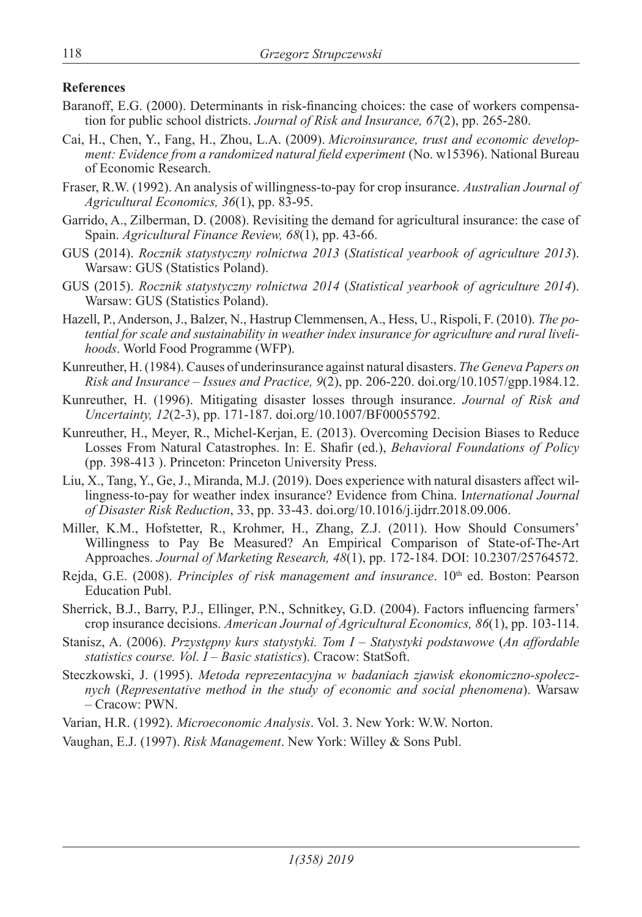**References**

Baranoff, E.G. (2000). Determinants in risk-financing choices: the case of workers compensation for public school districts. *Journal of Risk and Insurance, 67*(2), pp. 265-280.

Cai, H., Chen, Y., Fang, H., Zhou, L.A. (2009). *Microinsurance, trust and economic development: Evidence from a randomized natural field experiment* (No. w15396). National Bureau of Economic Research.

Fraser, R.W. (1992). An analysis of willingness-to-pay for crop insurance. *Australian Journal of Agricultural Economics, 36*(1), pp. 83-95.

Garrido, A., Zilberman, D. (2008). Revisiting the demand for agricultural insurance: the case of Spain. *Agricultural Finance Review, 68*(1), pp. 43-66.

GUS (2014). *Rocznik statystyczny rolnictwa 2013* (*Statistical yearbook of agriculture 2013*). Warsaw: GUS (Statistics Poland).

GUS (2015). *Rocznik statystyczny rolnictwa 2014* (*Statistical yearbook of agriculture 2014*). Warsaw: GUS (Statistics Poland).

Hazell, P., Anderson, J., Balzer, N., Hastrup Clemmensen, A., Hess, U., Rispoli, F. (2010). *The potential for scale and sustainability in weather index insurance for agriculture and rural livelihoods*. World Food Programme (WFP).

Kunreuther, H. (1984). Causes of underinsurance against natural disasters. *The Geneva Papers on Risk and Insurance – Issues and Practice, 9*(2), pp. 206-220. doi.org/10.1057/gpp.1984.12.

Kunreuther, H. (1996). Mitigating disaster losses through insurance. *Journal of Risk and Uncertainty, 12*(2-3), pp. 171-187. doi.org/10.1007/BF00055792.

Kunreuther, H., Meyer, R., Michel-Kerjan, E. (2013). Overcoming Decision Biases to Reduce Losses From Natural Catastrophes. In: E. Shafir (ed.), *Behavioral Foundations of Policy* (pp. 398-413 ). Princeton: Princeton University Press.

Liu, X., Tang, Y., Ge, J., Miranda, M.J. (2019). Does experience with natural disasters affect willingness-to-pay for weather index insurance? Evidence from China. I*nternational Journal of Disaster Risk Reduction*, 33, pp. 33-43. doi.org/10.1016/j.ijdrr.2018.09.006.

Miller, K.M., Hofstetter, R., Krohmer, H., Zhang, Z.J. (2011). How Should Consumers' Willingness to Pay Be Measured? An Empirical Comparison of State-of-The-Art Approaches. *Journal of Marketing Research, 48*(1), pp. 172-184. DOI: 10.2307/25764572.

Rejda, G.E. (2008). *Principles of risk management and insurance*. 10th ed. Boston: Pearson Education Publ.

Sherrick, B.J., Barry, P.J., Ellinger, P.N., Schnitkey, G.D. (2004). Factors influencing farmers' crop insurance decisions. *American Journal of Agricultural Economics, 86*(1), pp. 103-114.

Stanisz, A. (2006). *Przystępny kurs statystyki. Tom I – Statystyki podstawowe* (*An affordable statistics course. Vol. I – Basic statistics*). Cracow: StatSoft.

Steczkowski, J. (1995). *Metoda reprezentacyjna w badaniach zjawisk ekonomiczno-społecznych* (*Representative method in the study of economic and social phenomena*). Warsaw – Cracow: PWN.

Varian, H.R. (1992). *Microeconomic Analysis*. Vol. 3. New York: W.W. Norton.

Vaughan, E.J. (1997). *Risk Management*. New York: Willey & Sons Publ.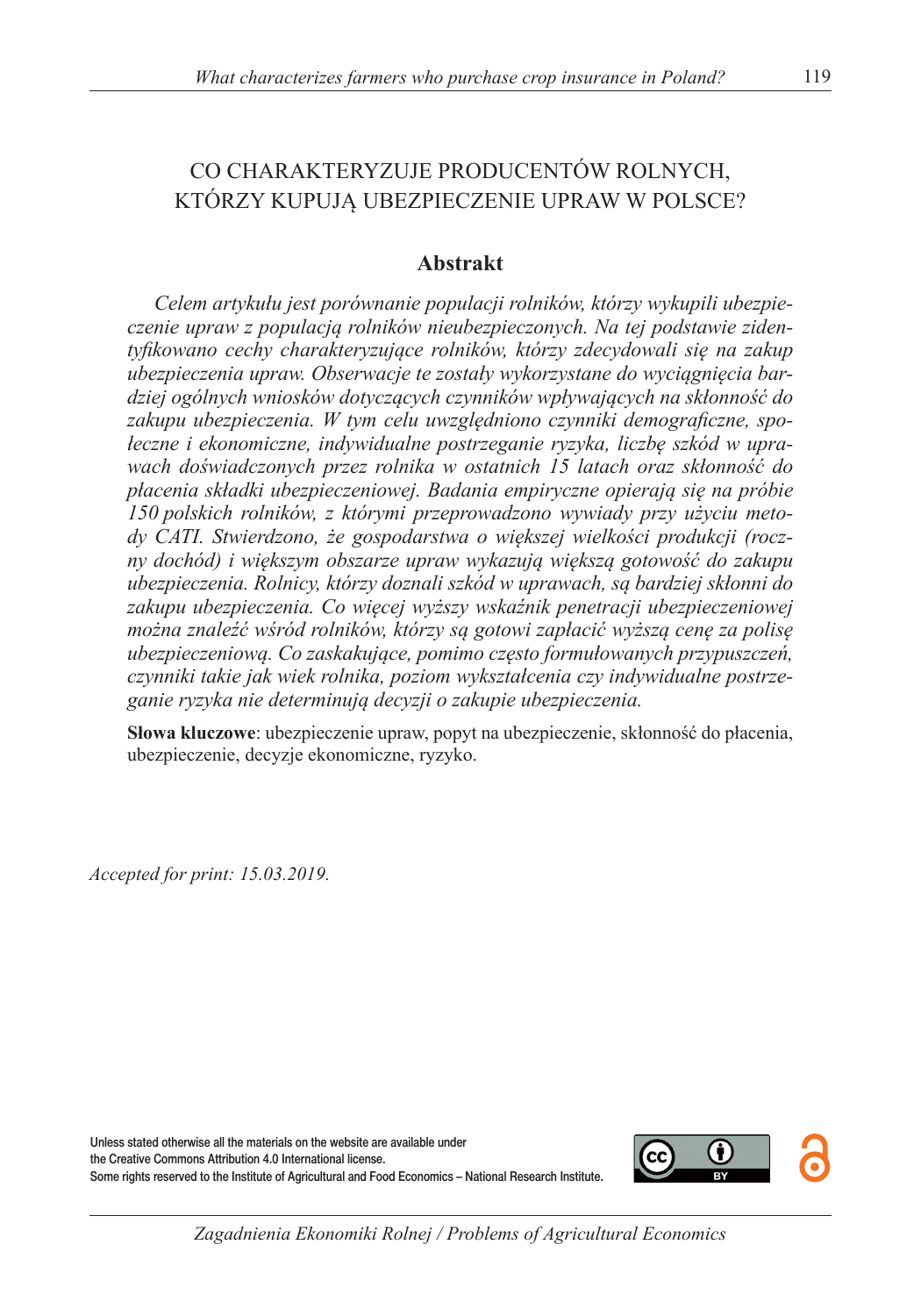# CO CHARAKTERYZUJE PRODUCENTÓW ROLNYCH, KTÓRZY KUPUJĄ UBEZPIECZENIE UPRAW W POLSCE?

## Abstrakt

*Celem artykułu jest porównanie populacji rolników, którzy wykupili ubezpieczenie upraw z populacją rolników nieubezpieczonych. Na tej podstawie zidentyfikowano cechy charakteryzujące rolników, którzy zdecydowali się na zakup ubezpieczenia upraw. Obserwacje te zostały wykorzystane do wyciągnięcia bardziej ogólnych wniosków dotyczących czynników wpływających na skłonność do zakupu ubezpieczenia. W tym celu uwzględniono czynniki demograficzne, społeczne i ekonomiczne, indywidualne postrzeganie ryzyka, liczbę szkód w uprawach doświadczonych przez rolnika w ostatnich 15 latach oraz skłonność do płacenia składki ubezpieczeniowej. Badania empiryczne opierają się na próbie 150 polskich rolników, z którymi przeprowadzono wywiady przy użyciu metody CATI. Stwierdzono, że gospodarstwa o większej wielkości produkcji (roczny dochód) i większym obszarze upraw wykazują większą gotowość do zakupu ubezpieczenia. Rolnicy, którzy doznali szkód w uprawach, są bardziej skłonni do zakupu ubezpieczenia. Co więcej wyższy wskaźnik penetracji ubezpieczeniowej można znaleźć wśród rolników, którzy są gotowi zapłacić wyższą cenę za polisę ubezpieczeniową. Co zaskakujące, pomimo często formułowanych przypuszczeń, czynniki takie jak wiek rolnika, poziom wykształcenia czy indywidualne postrzeganie ryzyka nie determinują decyzji o zakupie ubezpieczenia.*

**Słowa kluczowe**: ubezpieczenie upraw, popyt na ubezpieczenie, skłonność do płacenia, ubezpieczenie, decyzje ekonomiczne, ryzyko.

*Accepted for print: 15.03.2019.*

Unless stated otherwise all the materials on the website are available under the Creative Commons Attribution 4.0 International license. Some rights reserved to the Institute of Agricultural and Food Economics – National Research Institute.